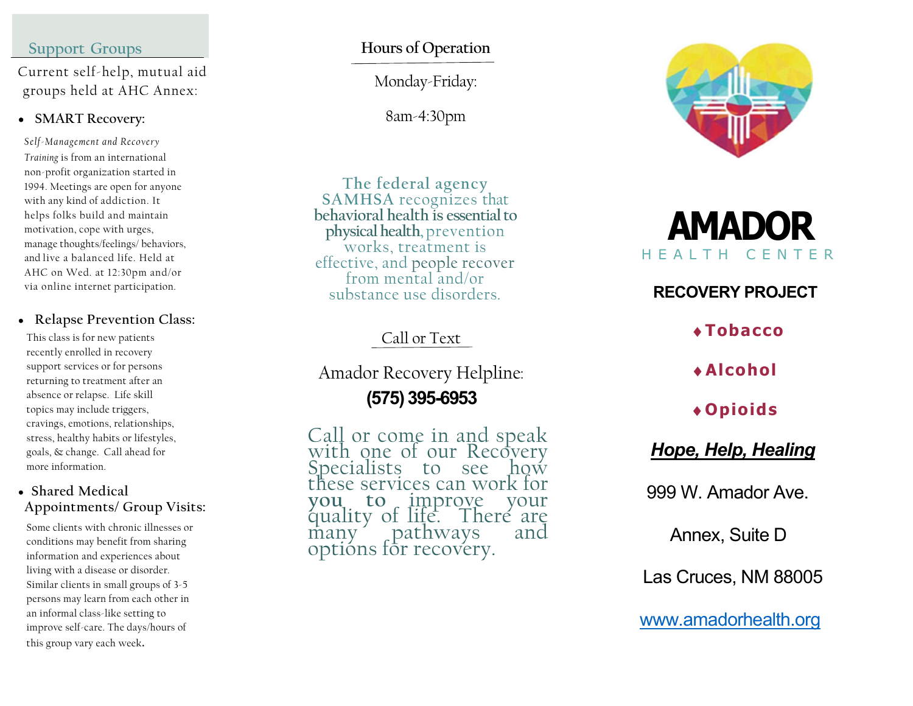## Support Groups

Current self-help, mutual aid groups held at AHC Annex:

- **SMART Recovery:**

*Self-Management and Recovery Training* is from an international non-profit organization started in 1994. Meetings are open for anyone with any kind of addiction. It helps folks build and maintain motivation, cope with urges, manage thoughts/feelings/ behaviors, and live a balanced life. Held at AHC on Wed. at 12:30pm and/or via online internet participation.

- **Relapse Prevention Class:**

This class is for new patients recently enrolled in recovery support services or for persons returning to treatment after an absence or relapse. Life skill topics may include triggers, cravings, emotions, relationships, stress, healthy habits or lifestyles, goals, & change. Call ahead for more information.

- **Shared Medical Appointments/ Group Visits:**

Some clients with chronic illnesses or conditions may benefit from sharing information and experiences about living with a disease or disorder. Similar clients in small groups of 3-5 persons may learn from each other in an informal class-like setting to improve self-care. The days/hours of this group vary each week.

## Hours of Operation

Monday-Friday:

8am-4:30pm

The federal agency SAMHSA recognizes that **behavioral health is essential to physical health**, prevention works, treatment is effective, and people recover from mental and/or substance use disorders.

## Call or Text

Amador Recovery Helpline:

**(575) 395-6953**

Call or come in and speak with one of our Recovery Specialists to see how these services can work for **you to** improve your quality of life. There are many pathways and options for recovery.

# AMADOR

HEALTH CENTER

## RECOVERY PROJECT

♦ **Tobacco**

♦ **Alcohol**

♦ **Opioids**

***Hope, Help, Healing***

999 W. Amador Ave.

Annex, Suite D

Las Cruces, NM 88005

www.amadorhealth.org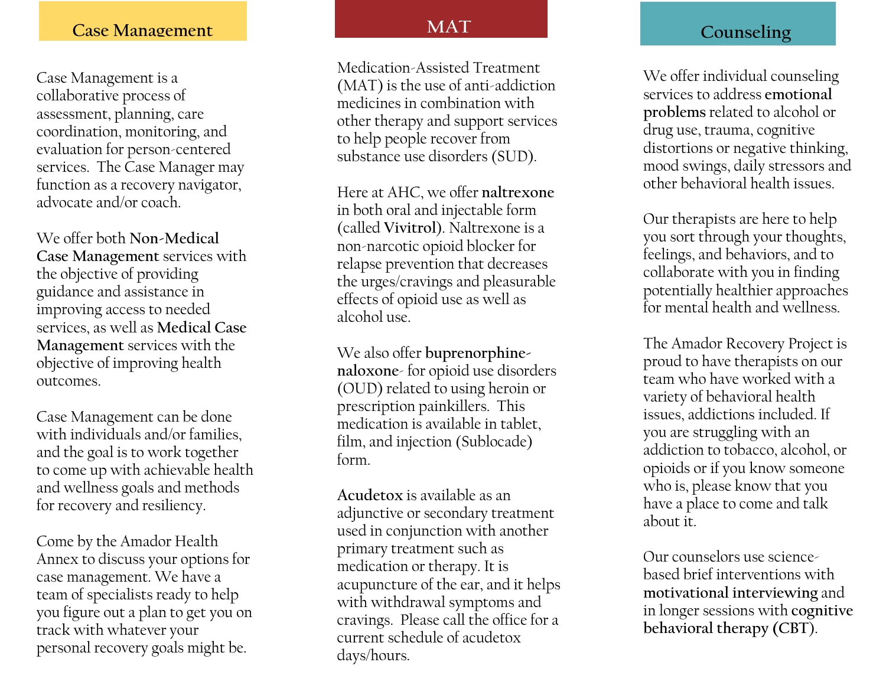## Case Management

Case Management is a collaborative process of assessment, planning, care coordination, monitoring, and evaluation for person-centered services. The Case Manager may function as a recovery navigator, advocate and/or coach.

We offer both **Non-Medical Case Management** services with the objective of providing guidance and assistance in improving access to needed services, as well as **Medical Case Management** services with the objective of improving health outcomes.

Case Management can be done with individuals and/or families, and the goal is to work together to come up with achievable health and wellness goals and methods for recovery and resiliency.

Come by the Amador Health Annex to discuss your options for case management. We have a team of specialists ready to help you figure out a plan to get you on track with whatever your personal recovery goals might be.

## MAT

Medication-Assisted Treatment (MAT) is the use of anti-addiction medicines in combination with other therapy and support services to help people recover from substance use disorders (SUD).

Here at AHC, we offer **naltrexone** in both oral and injectable form (called **Vivitrol**). Naltrexone is a non-narcotic opioid blocker for relapse prevention that decreases the urges/cravings and pleasurable effects of opioid use as well as alcohol use.

We also offer **buprenorphine-naloxone**- for opioid use disorders (OUD) related to using heroin or prescription painkillers. This medication is available in tablet, film, and injection (Sublocade) form.

**Acudetox** is available as an adjunctive or secondary treatment used in conjunction with another primary treatment such as medication or therapy. It is acupuncture of the ear, and it helps with withdrawal symptoms and cravings. Please call the office for a current schedule of acudetox days/hours.

## Counseling

We offer individual counseling services to address **emotional problems** related to alcohol or drug use, trauma, cognitive distortions or negative thinking, mood swings, daily stressors and other behavioral health issues.

Our therapists are here to help you sort through your thoughts, feelings, and behaviors, and to collaborate with you in finding potentially healthier approaches for mental health and wellness.

The Amador Recovery Project is proud to have therapists on our team who have worked with a variety of behavioral health issues, addictions included. If you are struggling with an addiction to tobacco, alcohol, or opioids or if you know someone who is, please know that you have a place to come and talk about it.

Our counselors use science-based brief interventions with **motivational interviewing** and in longer sessions with **cognitive behavioral therapy (CBT)**.